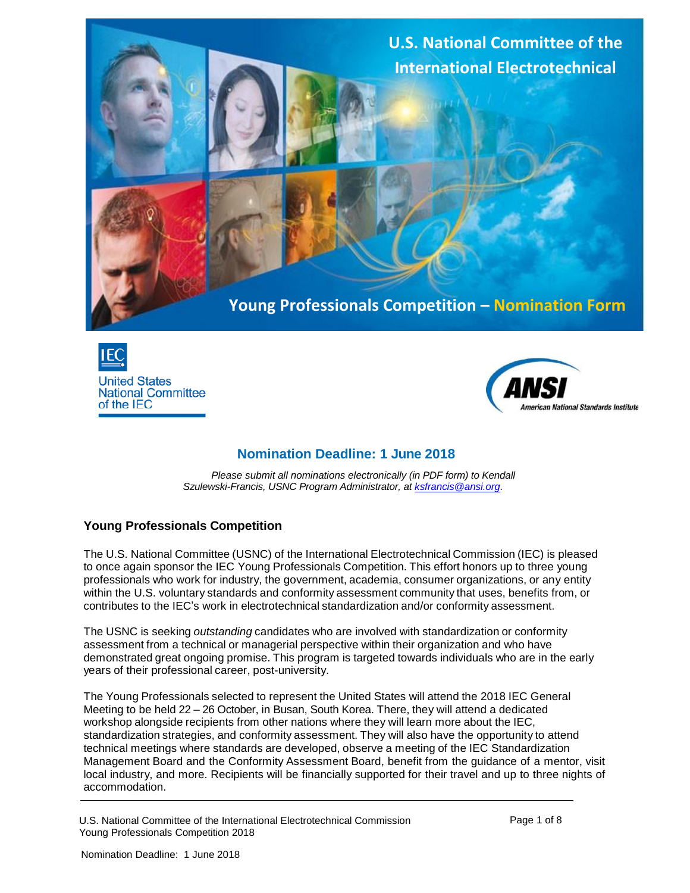# U.S. National Committee of the International Electrotechnical

## Young Professionals Competition – Nomination Form

United States National Committee of the IEC

ANSI American National Standards Institute

### Nomination Deadline: 1 June 2018

*Please submit all nominations electronically (in PDF form) to Kendall Szulewski-Francis, USNC Program Administrator, at [ksfrancis@ansi.org](mailto:ksfrancis@ansi.org).*

## Young Professionals Competition

The U.S. National Committee (USNC) of the International Electrotechnical Commission (IEC) is pleased to once again sponsor the IEC Young Professionals Competition. This effort honors up to three young professionals who work for industry, the government, academia, consumer organizations, or any entity within the U.S. voluntary standards and conformity assessment community that uses, benefits from, or contributes to the IEC's work in electrotechnical standardization and/or conformity assessment.

The USNC is seeking *outstanding* candidates who are involved with standardization or conformity assessment from a technical or managerial perspective within their organization and who have demonstrated great ongoing promise. This program is targeted towards individuals who are in the early years of their professional career, post-university.

The Young Professionals selected to represent the United States will attend the 2018 IEC General Meeting to be held 22 – 26 October, in Busan, South Korea. There, they will attend a dedicated workshop alongside recipients from other nations where they will learn more about the IEC, standardization strategies, and conformity assessment. They will also have the opportunity to attend technical meetings where standards are developed, observe a meeting of the IEC Standardization Management Board and the Conformity Assessment Board, benefit from the guidance of a mentor, visit local industry, and more. Recipients will be financially supported for their travel and up to three nights of accommodation.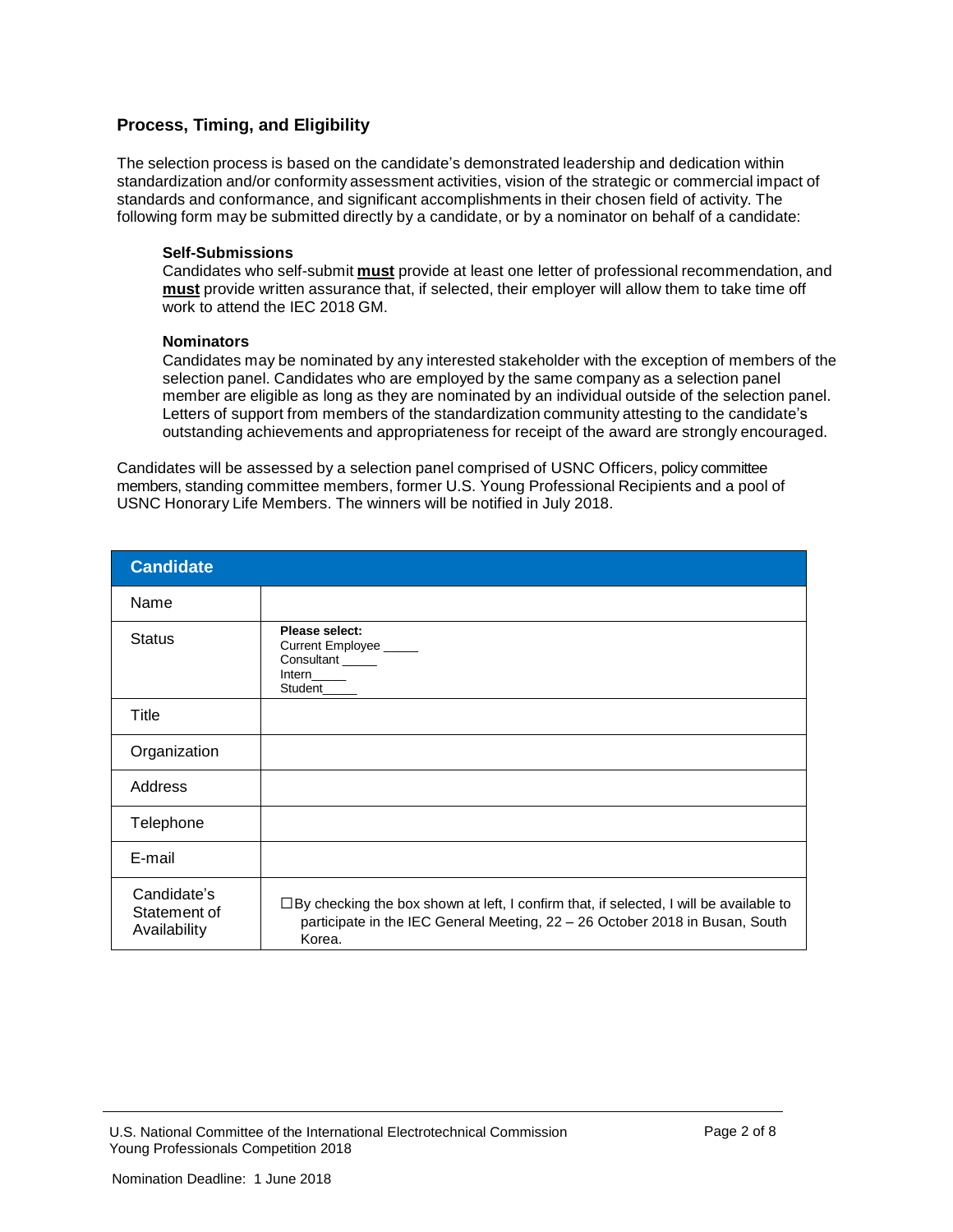## Process, Timing, and Eligibility

The selection process is based on the candidate's demonstrated leadership and dedication within standardization and/or conformity assessment activities, vision of the strategic or commercial impact of standards and conformance, and significant accomplishments in their chosen field of activity. The following form may be submitted directly by a candidate, or by a nominator on behalf of a candidate:

**Self-Submissions**
Candidates who self-submit **must** provide at least one letter of professional recommendation, and **must** provide written assurance that, if selected, their employer will allow them to take time off work to attend the IEC 2018 GM.

**Nominators**
Candidates may be nominated by any interested stakeholder with the exception of members of the selection panel. Candidates who are employed by the same company as a selection panel member are eligible as long as they are nominated by an individual outside of the selection panel. Letters of support from members of the standardization community attesting to the candidate's outstanding achievements and appropriateness for receipt of the award are strongly encouraged.

Candidates will be assessed by a selection panel comprised of USNC Officers, policy committee members, standing committee members, former U.S. Young Professional Recipients and a pool of USNC Honorary Life Members. The winners will be notified in July 2018.

| Candidate | |
|---|---|
| Name | |
| Status | **Please select:**<br>Current Employee _____<br>Consultant _____<br>Intern_____<br>Student_____ |
| Title | |
| Organization | |
| Address | |
| Telephone | |
| E-mail | |
| Candidate's Statement of Availability | ☐By checking the box shown at left, I confirm that, if selected, I will be available to participate in the IEC General Meeting, 22 – 26 October 2018 in Busan, South Korea. |

Nomination Deadline: 1 June 2018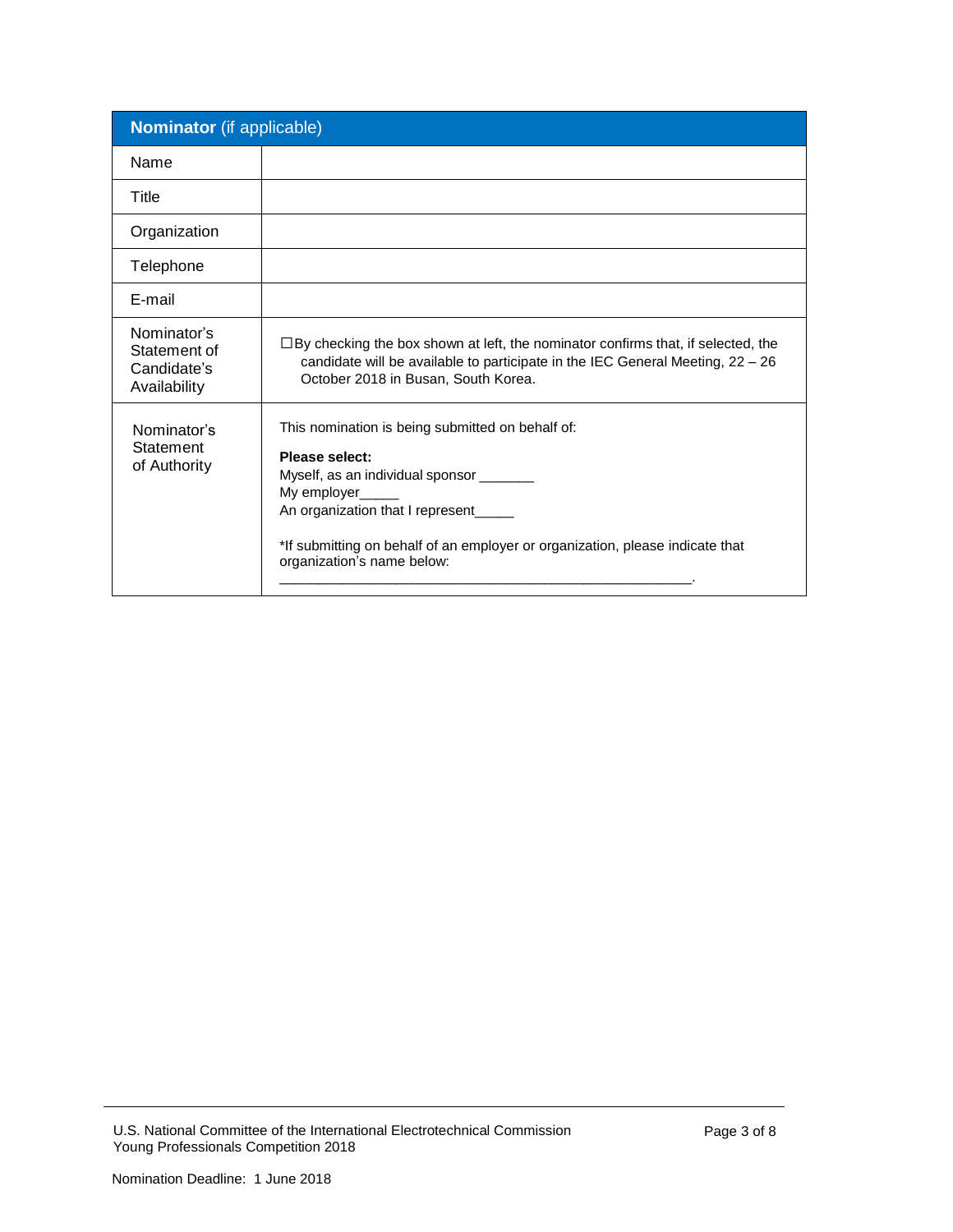| **Nominator** (if applicable) | |
|---|---|
| Name | |
| Title | |
| Organization | |
| Telephone | |
| E-mail | |
| Nominator's Statement of Candidate's Availability | ☐By checking the box shown at left, the nominator confirms that, if selected, the candidate will be available to participate in the IEC General Meeting, 22 – 26 October 2018 in Busan, South Korea. |
| Nominator's Statement of Authority | This nomination is being submitted on behalf of:<br><br>**Please select:**<br>Myself, as an individual sponsor _______<br>My employer_____<br>An organization that I represent_____<br><br>*If submitting on behalf of an employer or organization, please indicate that organization's name below:<br>________________________________________________________. |

Nomination Deadline: 1 June 2018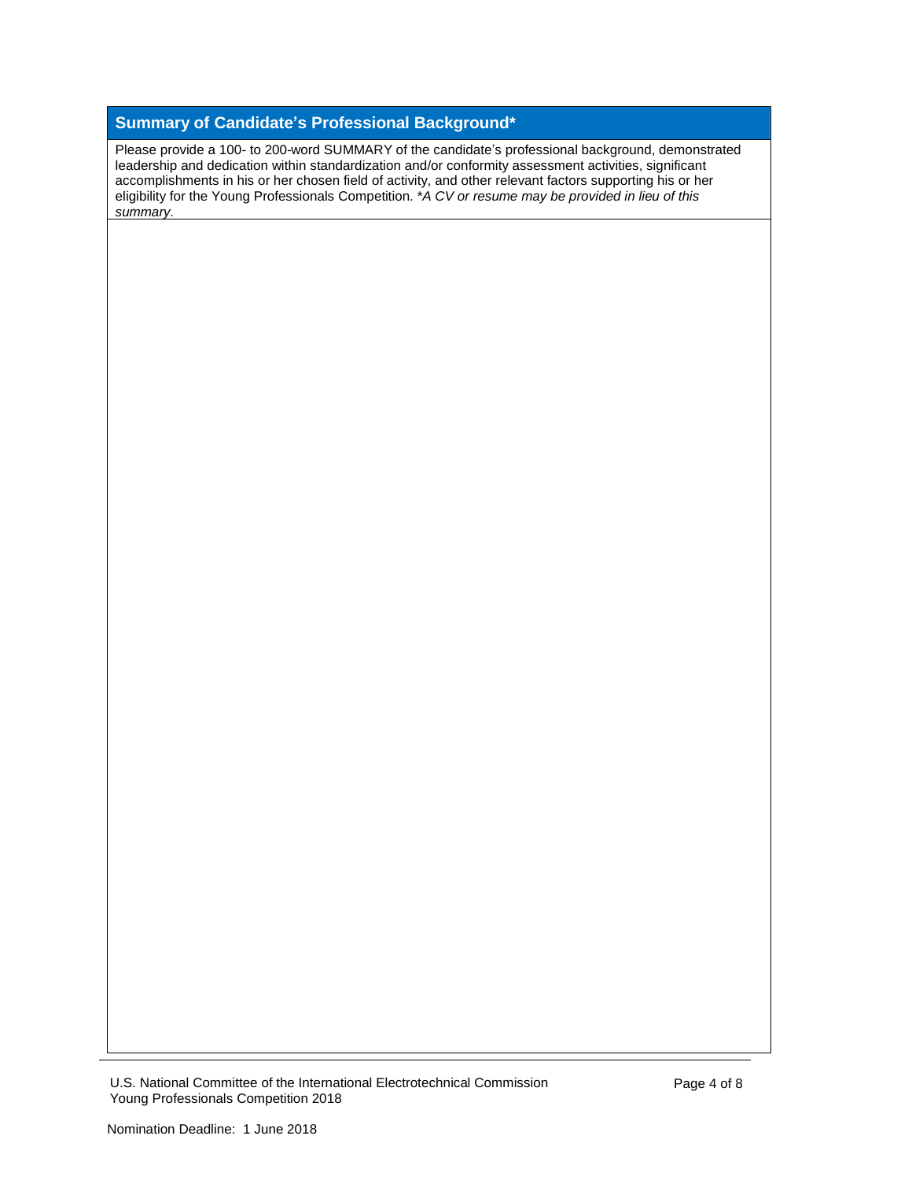## Summary of Candidate's Professional Background*

Please provide a 100- to 200-word SUMMARY of the candidate's professional background, demonstrated leadership and dedication within standardization and/or conformity assessment activities, significant accomplishments in his or her chosen field of activity, and other relevant factors supporting his or her eligibility for the Young Professionals Competition. **A CV or resume may be provided in lieu of this summary.*

Nomination Deadline: 1 June 2018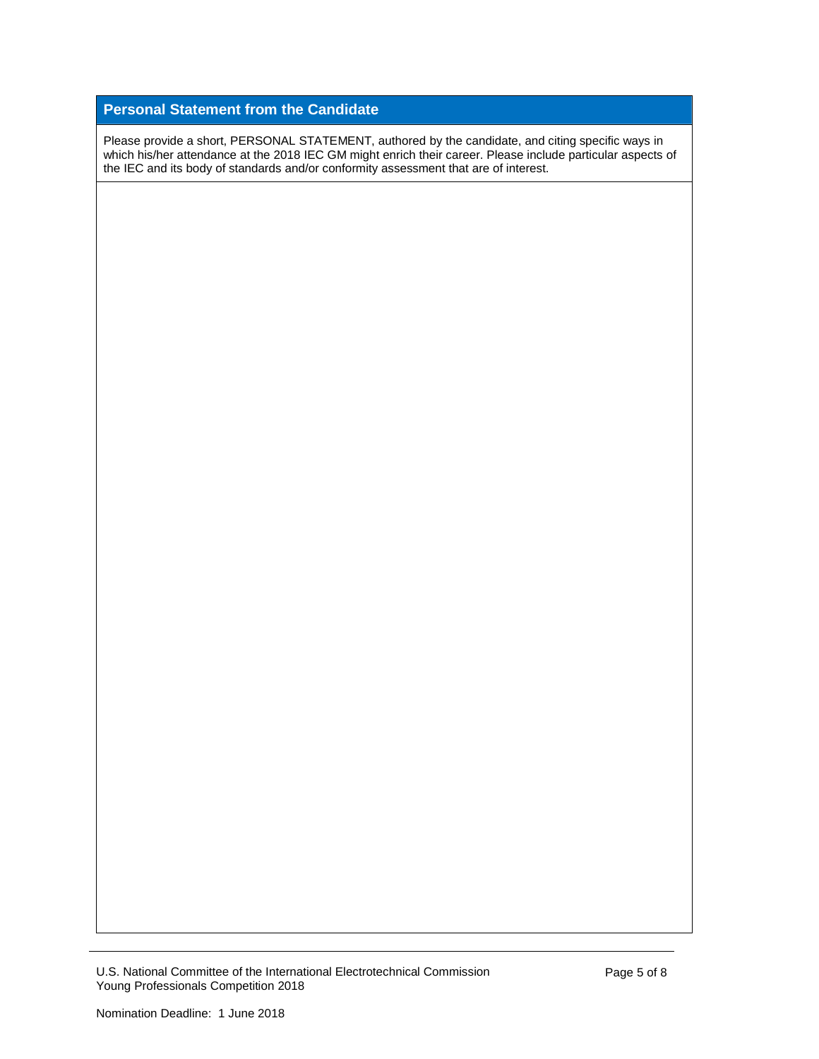## Personal Statement from the Candidate

Please provide a short, PERSONAL STATEMENT, authored by the candidate, and citing specific ways in which his/her attendance at the 2018 IEC GM might enrich their career. Please include particular aspects of the IEC and its body of standards and/or conformity assessment that are of interest.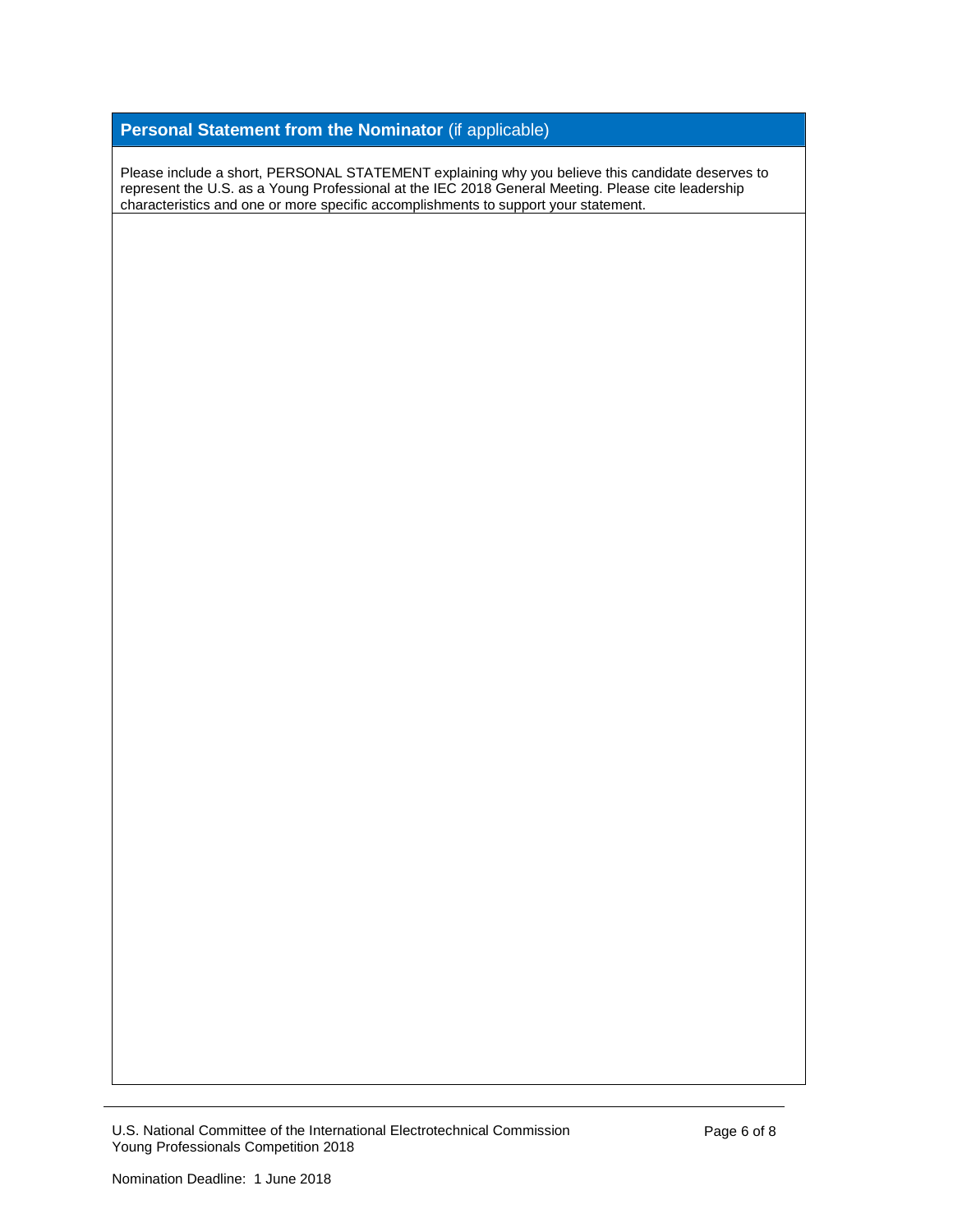## **Personal Statement from the Nominator** (if applicable)

Please include a short, PERSONAL STATEMENT explaining why you believe this candidate deserves to represent the U.S. as a Young Professional at the IEC 2018 General Meeting. Please cite leadership characteristics and one or more specific accomplishments to support your statement.

Nomination Deadline: 1 June 2018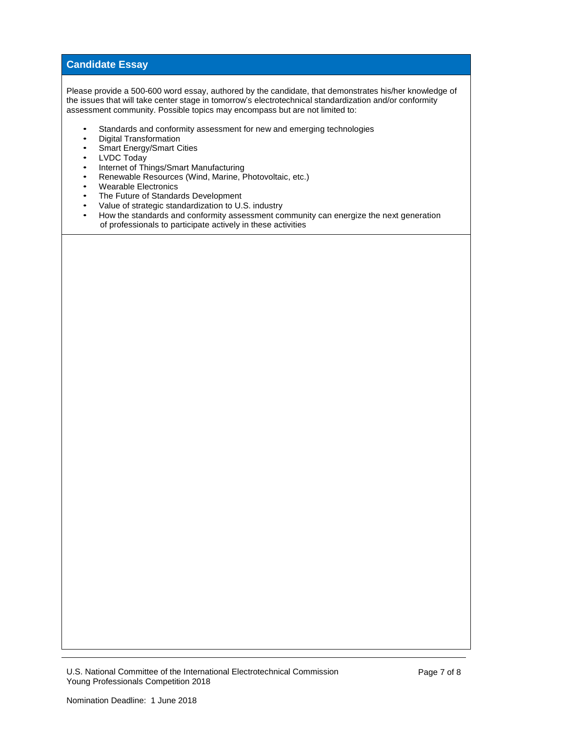## Candidate Essay

Please provide a 500-600 word essay, authored by the candidate, that demonstrates his/her knowledge of the issues that will take center stage in tomorrow's electrotechnical standardization and/or conformity assessment community. Possible topics may encompass but are not limited to:

- Standards and conformity assessment for new and emerging technologies
- Digital Transformation
- Smart Energy/Smart Cities
- LVDC Today
- Internet of Things/Smart Manufacturing
- Renewable Resources (Wind, Marine, Photovoltaic, etc.)
- Wearable Electronics
- The Future of Standards Development
- Value of strategic standardization to U.S. industry
- How the standards and conformity assessment community can energize the next generation of professionals to participate actively in these activities

Nomination Deadline: 1 June 2018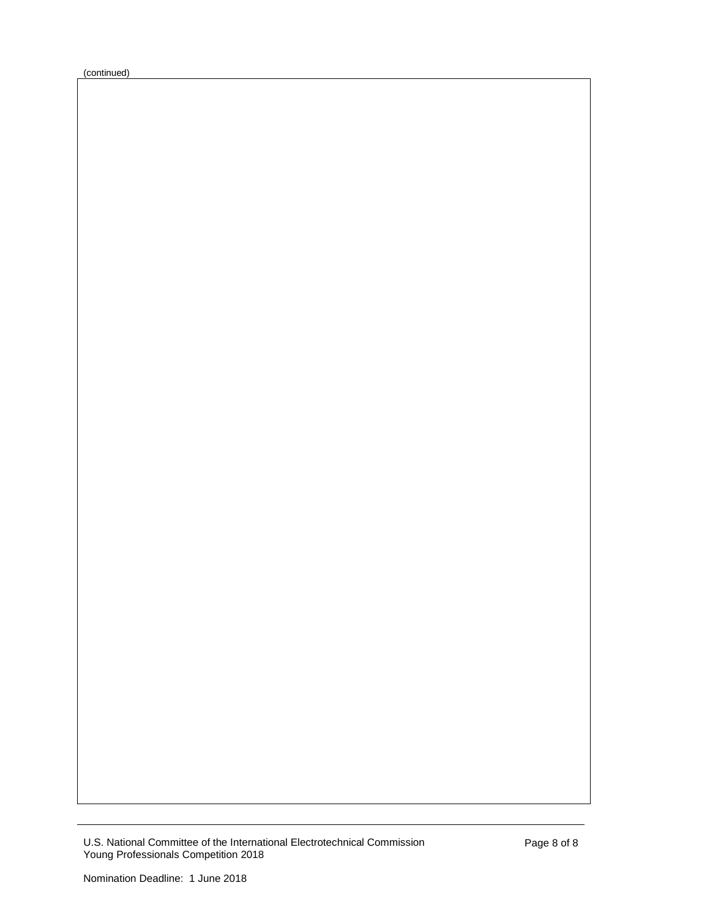(continued)

Nomination Deadline: 1 June 2018